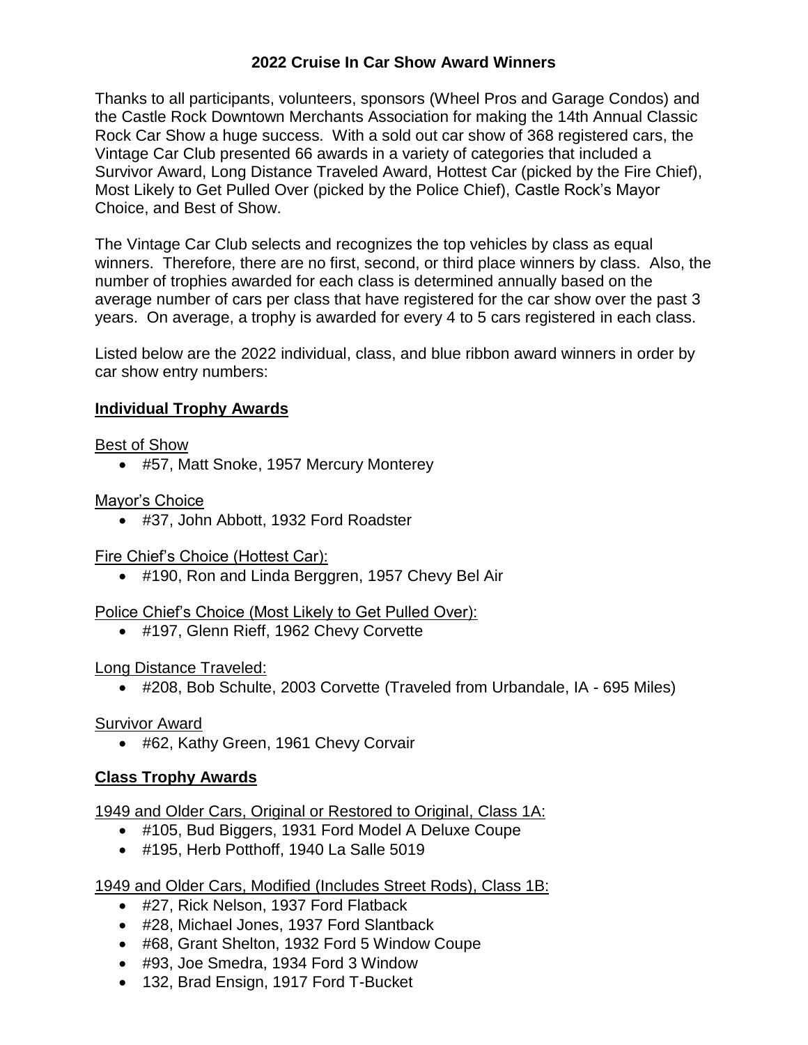# 2022 Cruise In Car Show Award Winners

Thanks to all participants, volunteers, sponsors (Wheel Pros and Garage Condos) and the Castle Rock Downtown Merchants Association for making the 14th Annual Classic Rock Car Show a huge success. With a sold out car show of 368 registered cars, the Vintage Car Club presented 66 awards in a variety of categories that included a Survivor Award, Long Distance Traveled Award, Hottest Car (picked by the Fire Chief), Most Likely to Get Pulled Over (picked by the Police Chief), Castle Rock's Mayor Choice, and Best of Show.

The Vintage Car Club selects and recognizes the top vehicles by class as equal winners. Therefore, there are no first, second, or third place winners by class. Also, the number of trophies awarded for each class is determined annually based on the average number of cars per class that have registered for the car show over the past 3 years. On average, a trophy is awarded for every 4 to 5 cars registered in each class.

Listed below are the 2022 individual, class, and blue ribbon award winners in order by car show entry numbers:

## Individual Trophy Awards

Best of Show

- #57, Matt Snoke, 1957 Mercury Monterey

Mayor's Choice

- #37, John Abbott, 1932 Ford Roadster

Fire Chief's Choice (Hottest Car):

- #190, Ron and Linda Berggren, 1957 Chevy Bel Air

Police Chief's Choice (Most Likely to Get Pulled Over):

- #197, Glenn Rieff, 1962 Chevy Corvette

Long Distance Traveled:

- #208, Bob Schulte, 2003 Corvette (Traveled from Urbandale, IA - 695 Miles)

Survivor Award

- #62, Kathy Green, 1961 Chevy Corvair

## Class Trophy Awards

1949 and Older Cars, Original or Restored to Original, Class 1A:

- #105, Bud Biggers, 1931 Ford Model A Deluxe Coupe
- #195, Herb Potthoff, 1940 La Salle 5019

1949 and Older Cars, Modified (Includes Street Rods), Class 1B:

- #27, Rick Nelson, 1937 Ford Flatback
- #28, Michael Jones, 1937 Ford Slantback
- #68, Grant Shelton, 1932 Ford 5 Window Coupe
- #93, Joe Smedra, 1934 Ford 3 Window
- 132, Brad Ensign, 1917 Ford T-Bucket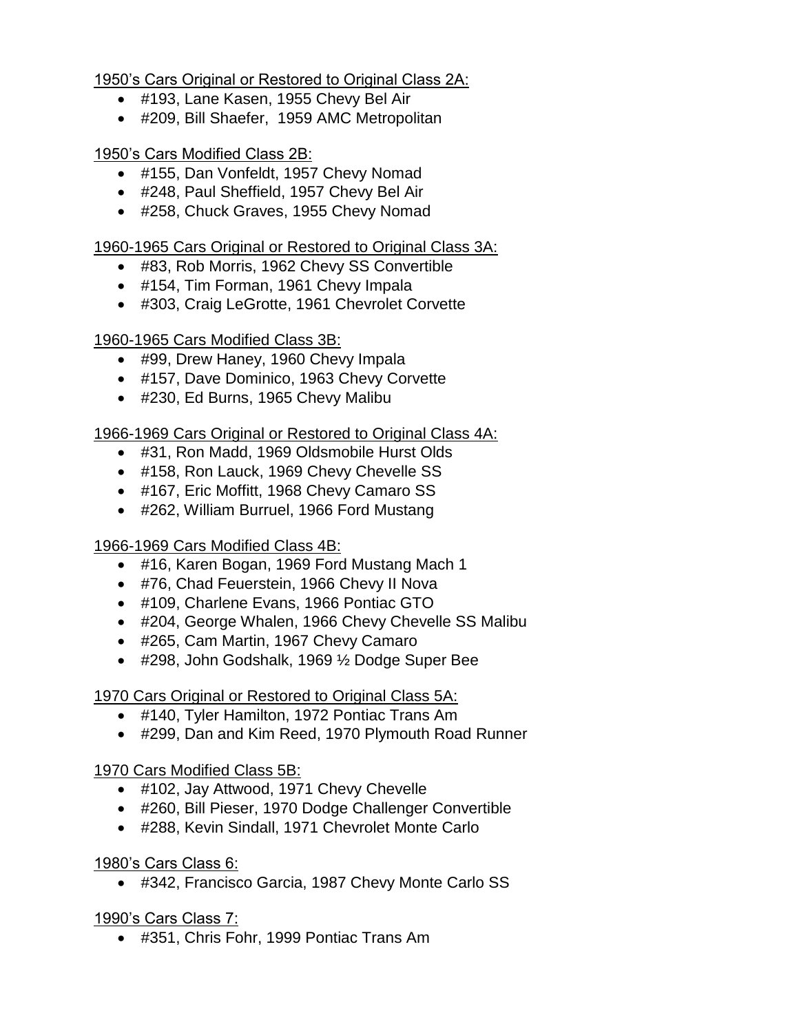1950's Cars Original or Restored to Original Class 2A:

- #193, Lane Kasen, 1955 Chevy Bel Air
- #209, Bill Shaefer, 1959 AMC Metropolitan

1950's Cars Modified Class 2B:

- #155, Dan Vonfeldt, 1957 Chevy Nomad
- #248, Paul Sheffield, 1957 Chevy Bel Air
- #258, Chuck Graves, 1955 Chevy Nomad

1960-1965 Cars Original or Restored to Original Class 3A:

- #83, Rob Morris, 1962 Chevy SS Convertible
- #154, Tim Forman, 1961 Chevy Impala
- #303, Craig LeGrotte, 1961 Chevrolet Corvette

1960-1965 Cars Modified Class 3B:

- #99, Drew Haney, 1960 Chevy Impala
- #157, Dave Dominico, 1963 Chevy Corvette
- #230, Ed Burns, 1965 Chevy Malibu

1966-1969 Cars Original or Restored to Original Class 4A:

- #31, Ron Madd, 1969 Oldsmobile Hurst Olds
- #158, Ron Lauck, 1969 Chevy Chevelle SS
- #167, Eric Moffitt, 1968 Chevy Camaro SS
- #262, William Burruel, 1966 Ford Mustang

1966-1969 Cars Modified Class 4B:

- #16, Karen Bogan, 1969 Ford Mustang Mach 1
- #76, Chad Feuerstein, 1966 Chevy II Nova
- #109, Charlene Evans, 1966 Pontiac GTO
- #204, George Whalen, 1966 Chevy Chevelle SS Malibu
- #265, Cam Martin, 1967 Chevy Camaro
- #298, John Godshalk, 1969 ½ Dodge Super Bee

1970 Cars Original or Restored to Original Class 5A:

- #140, Tyler Hamilton, 1972 Pontiac Trans Am
- #299, Dan and Kim Reed, 1970 Plymouth Road Runner

1970 Cars Modified Class 5B:

- #102, Jay Attwood, 1971 Chevy Chevelle
- #260, Bill Pieser, 1970 Dodge Challenger Convertible
- #288, Kevin Sindall, 1971 Chevrolet Monte Carlo

1980's Cars Class 6:

- #342, Francisco Garcia, 1987 Chevy Monte Carlo SS

1990's Cars Class 7:

- #351, Chris Fohr, 1999 Pontiac Trans Am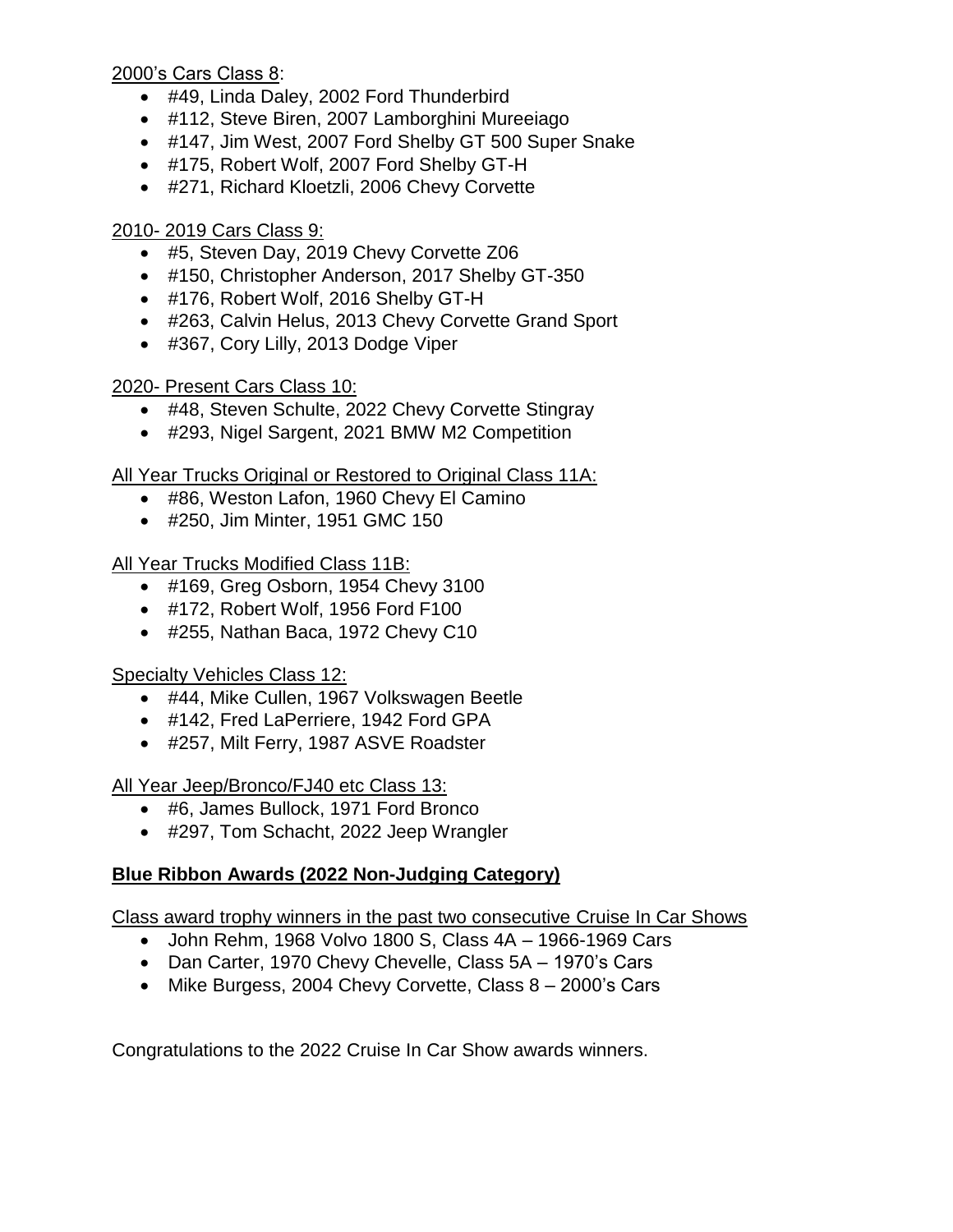2000's Cars Class 8:

- #49, Linda Daley, 2002 Ford Thunderbird
- #112, Steve Biren, 2007 Lamborghini Mureeiago
- #147, Jim West, 2007 Ford Shelby GT 500 Super Snake
- #175, Robert Wolf, 2007 Ford Shelby GT-H
- #271, Richard Kloetzli, 2006 Chevy Corvette

2010- 2019 Cars Class 9:

- #5, Steven Day, 2019 Chevy Corvette Z06
- #150, Christopher Anderson, 2017 Shelby GT-350
- #176, Robert Wolf, 2016 Shelby GT-H
- #263, Calvin Helus, 2013 Chevy Corvette Grand Sport
- #367, Cory Lilly, 2013 Dodge Viper

2020- Present Cars Class 10:

- #48, Steven Schulte, 2022 Chevy Corvette Stingray
- #293, Nigel Sargent, 2021 BMW M2 Competition

All Year Trucks Original or Restored to Original Class 11A:

- #86, Weston Lafon, 1960 Chevy El Camino
- #250, Jim Minter, 1951 GMC 150

All Year Trucks Modified Class 11B:

- #169, Greg Osborn, 1954 Chevy 3100
- #172, Robert Wolf, 1956 Ford F100
- #255, Nathan Baca, 1972 Chevy C10

Specialty Vehicles Class 12:

- #44, Mike Cullen, 1967 Volkswagen Beetle
- #142, Fred LaPerriere, 1942 Ford GPA
- #257, Milt Ferry, 1987 ASVE Roadster

All Year Jeep/Bronco/FJ40 etc Class 13:

- #6, James Bullock, 1971 Ford Bronco
- #297, Tom Schacht, 2022 Jeep Wrangler

**Blue Ribbon Awards (2022 Non-Judging Category)**

Class award trophy winners in the past two consecutive Cruise In Car Shows

- John Rehm, 1968 Volvo 1800 S, Class 4A – 1966-1969 Cars
- Dan Carter, 1970 Chevy Chevelle, Class 5A – 1970's Cars
- Mike Burgess, 2004 Chevy Corvette, Class 8 – 2000's Cars

Congratulations to the 2022 Cruise In Car Show awards winners.